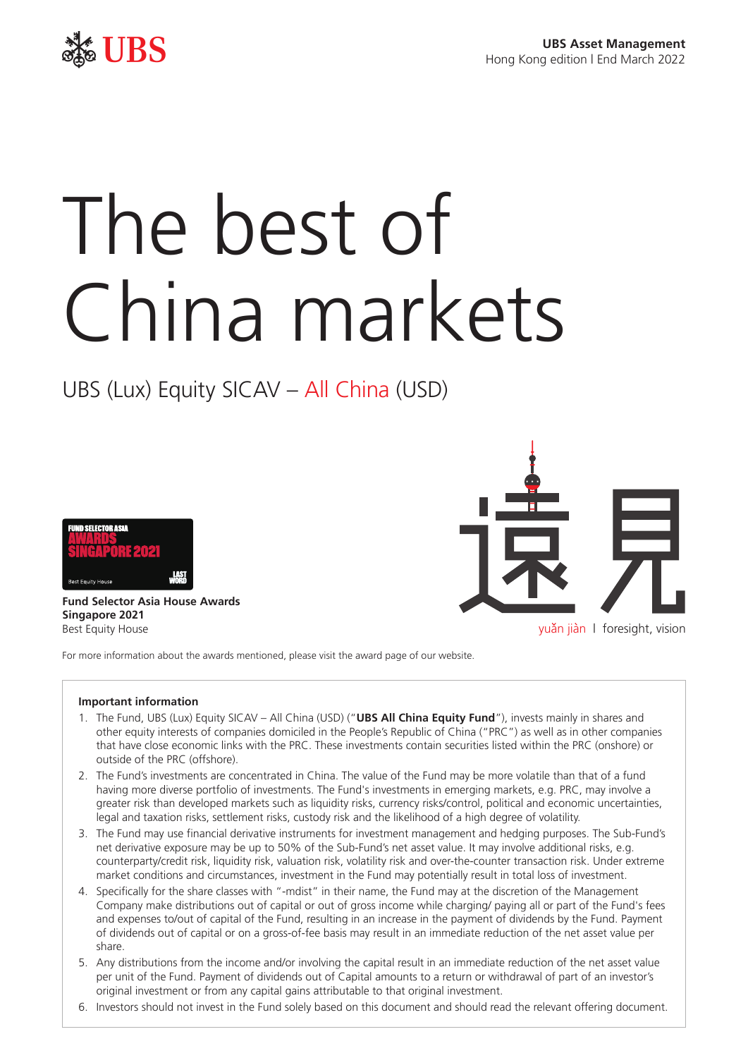UBS Asset Management
Hong Kong edition | End March 2022

# The best of China markets

## UBS (Lux) Equity SICAV – All China (USD)

**Fund Selector Asia House Awards Singapore 2021**
Best Equity House

遠見
yuǎn jiàn | foresight, vision

For more information about the awards mentioned, please visit the award page of our website.

**Important information**

1. The Fund, UBS (Lux) Equity SICAV – All China (USD) ("**UBS All China Equity Fund**"), invests mainly in shares and other equity interests of companies domiciled in the People's Republic of China ("PRC") as well as in other companies that have close economic links with the PRC. These investments contain securities listed within the PRC (onshore) or outside of the PRC (offshore).
2. The Fund's investments are concentrated in China. The value of the Fund may be more volatile than that of a fund having more diverse portfolio of investments. The Fund's investments in emerging markets, e.g. PRC, may involve a greater risk than developed markets such as liquidity risks, currency risks/control, political and economic uncertainties, legal and taxation risks, settlement risks, custody risk and the likelihood of a high degree of volatility.
3. The Fund may use financial derivative instruments for investment management and hedging purposes. The Sub-Fund's net derivative exposure may be up to 50% of the Sub-Fund's net asset value. It may involve additional risks, e.g. counterparty/credit risk, liquidity risk, valuation risk, volatility risk and over-the-counter transaction risk. Under extreme market conditions and circumstances, investment in the Fund may potentially result in total loss of investment.
4. Specifically for the share classes with "-mdist" in their name, the Fund may at the discretion of the Management Company make distributions out of capital or out of gross income while charging/ paying all or part of the Fund's fees and expenses to/out of capital of the Fund, resulting in an increase in the payment of dividends by the Fund. Payment of dividends out of capital or on a gross-of-fee basis may result in an immediate reduction of the net asset value per share.
5. Any distributions from the income and/or involving the capital result in an immediate reduction of the net asset value per unit of the Fund. Payment of dividends out of Capital amounts to a return or withdrawal of part of an investor's original investment or from any capital gains attributable to that original investment.
6. Investors should not invest in the Fund solely based on this document and should read the relevant offering document.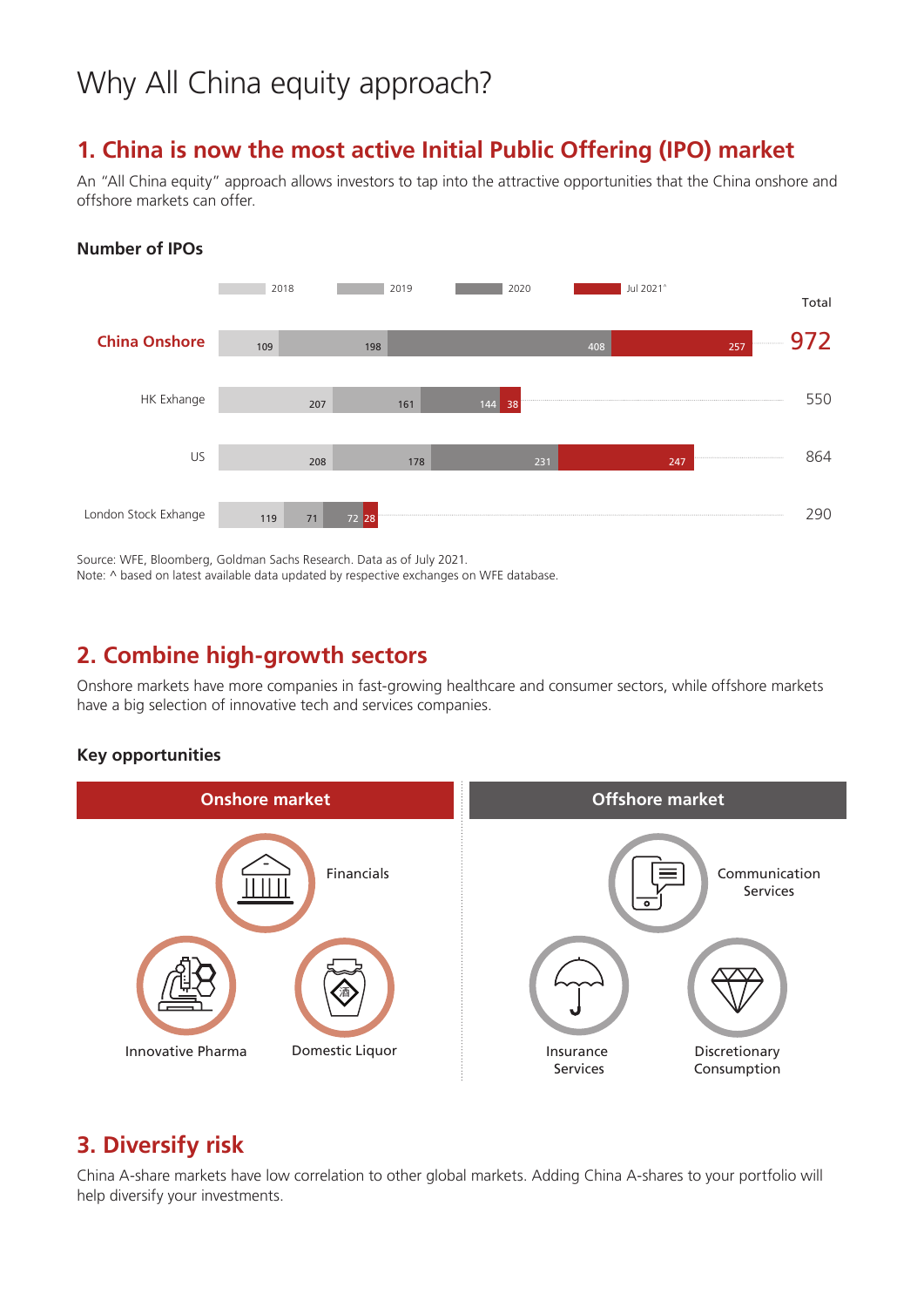# Why All China equity approach?

## 1. China is now the most active Initial Public Offering (IPO) market

An "All China equity" approach allows investors to tap into the attractive opportunities that the China onshore and offshore markets can offer.

### Number of IPOs

2018
2019
2020
Jul 2021^

Total

China Onshore 109 198 408 257 972

HK Exhange 207 161 144 38 550

US 208 178 231 247 864

London Stock Exhange 119 71 72 28 290

Source: WFE, Bloomberg, Goldman Sachs Research. Data as of July 2021.
Note: ^ based on latest available data updated by respective exchanges on WFE database.

## 2. Combine high-growth sectors

Onshore markets have more companies in fast-growing healthcare and consumer sectors, while offshore markets have a big selection of innovative tech and services companies.

### Key opportunities

**Onshore market**

- Financials
- Innovative Pharma
- Domestic Liquor

**Offshore market**

- Communication Services
- Insurance Services
- Discretionary Consumption

## 3. Diversify risk

China A-share markets have low correlation to other global markets. Adding China A-shares to your portfolio will help diversify your investments.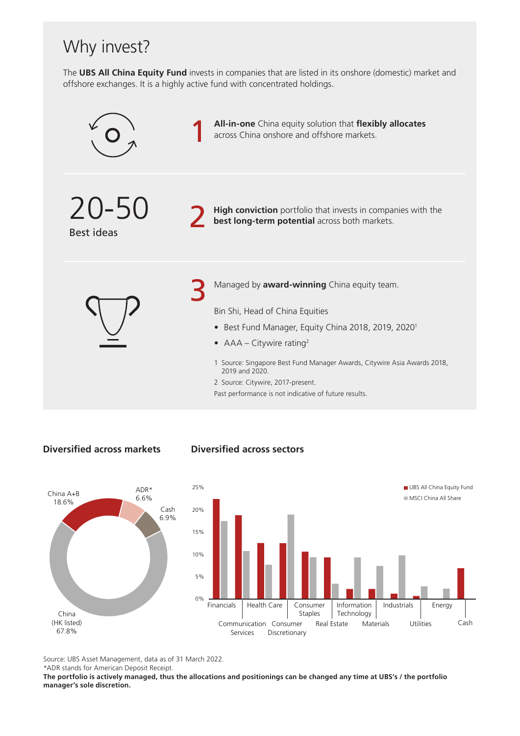# Why invest?

The **UBS All China Equity Fund** invests in companies that are listed in its onshore (domestic) market and offshore exchanges. It is a highly active fund with concentrated holdings.

**1** **All-in-one** China equity solution that **flexibly allocates** across China onshore and offshore markets.

20-50

Best ideas

**2** **High conviction** portfolio that invests in companies with the **best long-term potential** across both markets.

**3** Managed by **award-winning** China equity team.

Bin Shi, Head of China Equities

- Best Fund Manager, Equity China 2018, 2019, 2020[1]
- AAA – Citywire rating[2]

1 Source: Singapore Best Fund Manager Awards, Citywire Asia Awards 2018, 2019 and 2020.

2 Source: Citywire, 2017-present.

Past performance is not indicative of future results.

## Diversified across markets

China A+B 18.6%
ADR* 6.6%
Cash 6.9%
China (HK listed) 67.8%

## Diversified across sectors

UBS All China Equity Fund
MSCI China All Share

25%
20%
15%
10%
5%
0%

Financials, Communication Services, Health Care, Consumer Discretionary, Consumer Staples, Real Estate, Information Technology, Materials, Industrials, Utilities, Energy, Cash

Source: UBS Asset Management, data as of 31 March 2022.

*ADR stands for American Deposit Receipt.

**The portfolio is actively managed, thus the allocations and positionings can be changed any time at UBS's / the portfolio manager's sole discretion.**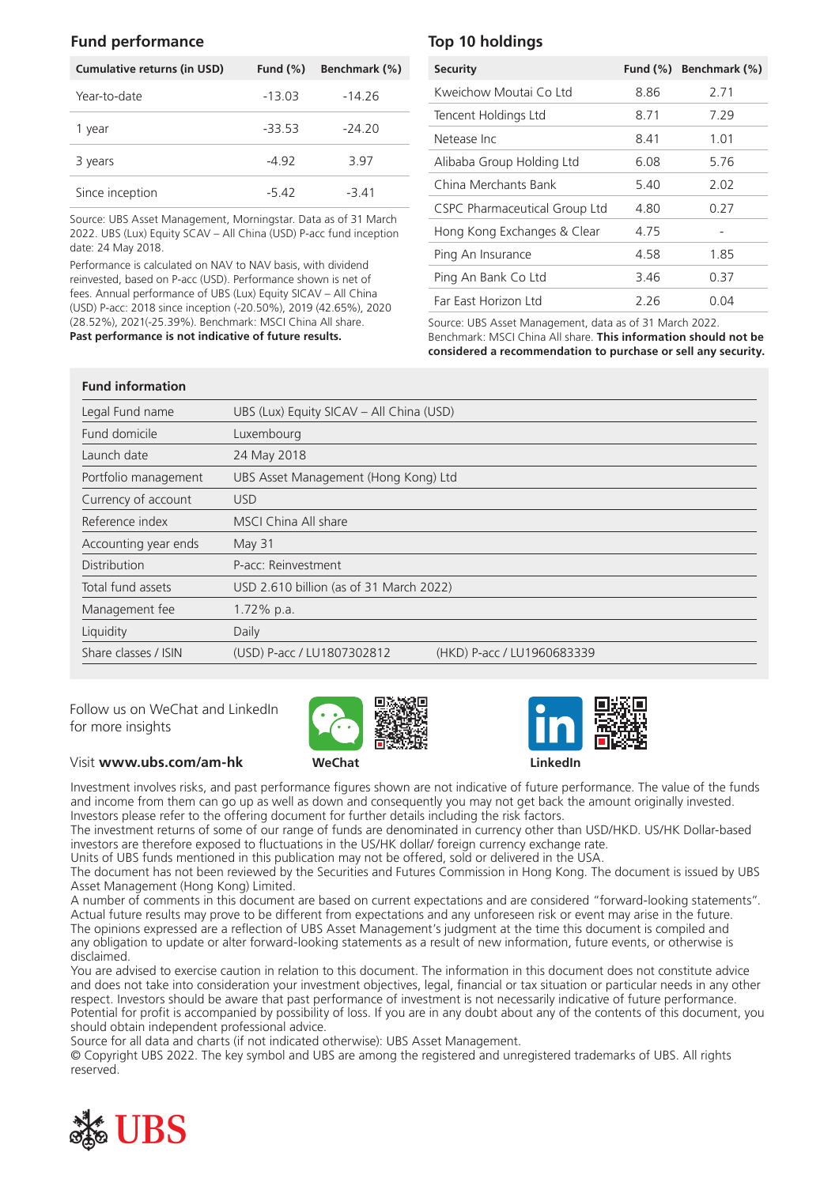## Fund performance

| Cumulative returns (in USD) | Fund (%) | Benchmark (%) |
|---|---|---|
| Year-to-date | -13.03 | -14.26 |
| 1 year | -33.53 | -24.20 |
| 3 years | -4.92 | 3.97 |
| Since inception | -5.42 | -3.41 |

Source: UBS Asset Management, Morningstar. Data as of 31 March 2022. UBS (Lux) Equity SCAV – All China (USD) P-acc fund inception date: 24 May 2018.

Performance is calculated on NAV to NAV basis, with dividend reinvested, based on P-acc (USD). Performance shown is net of fees. Annual performance of UBS (Lux) Equity SICAV – All China (USD) P-acc: 2018 since inception (-20.50%), 2019 (42.65%), 2020 (28.52%), 2021(-25.39%). Benchmark: MSCI China All share.
**Past performance is not indicative of future results.**

## Top 10 holdings

| Security | Fund (%) | Benchmark (%) |
|---|---|---|
| Kweichow Moutai Co Ltd | 8.86 | 2.71 |
| Tencent Holdings Ltd | 8.71 | 7.29 |
| Netease Inc | 8.41 | 1.01 |
| Alibaba Group Holding Ltd | 6.08 | 5.76 |
| China Merchants Bank | 5.40 | 2.02 |
| CSPC Pharmaceutical Group Ltd | 4.80 | 0.27 |
| Hong Kong Exchanges & Clear | 4.75 | - |
| Ping An Insurance | 4.58 | 1.85 |
| Ping An Bank Co Ltd | 3.46 | 0.37 |
| Far East Horizon Ltd | 2.26 | 0.04 |

Source: UBS Asset Management, data as of 31 March 2022. Benchmark: MSCI China All share. **This information should not be considered a recommendation to purchase or sell any security.**

## Fund information

| | | |
|---|---|---|
| Legal Fund name | UBS (Lux) Equity SICAV – All China (USD) | |
| Fund domicile | Luxembourg | |
| Launch date | 24 May 2018 | |
| Portfolio management | UBS Asset Management (Hong Kong) Ltd | |
| Currency of account | USD | |
| Reference index | MSCI China All share | |
| Accounting year ends | May 31 | |
| Distribution | P-acc: Reinvestment | |
| Total fund assets | USD 2.610 billion (as of 31 March 2022) | |
| Management fee | 1.72% p.a. | |
| Liquidity | Daily | |
| Share classes / ISIN | (USD) P-acc / LU1807302812 | (HKD) P-acc / LU1960683339 |

Follow us on WeChat and LinkedIn for more insights

Visit **www.ubs.com/am-hk**

**WeChat** **LinkedIn**

Investment involves risks, and past performance figures shown are not indicative of future performance. The value of the funds and income from them can go up as well as down and consequently you may not get back the amount originally invested. Investors please refer to the offering document for further details including the risk factors.
The investment returns of some of our range of funds are denominated in currency other than USD/HKD. US/HK Dollar-based investors are therefore exposed to fluctuations in the US/HK dollar/ foreign currency exchange rate.
Units of UBS funds mentioned in this publication may not be offered, sold or delivered in the USA.
The document has not been reviewed by the Securities and Futures Commission in Hong Kong. The document is issued by UBS Asset Management (Hong Kong) Limited.
A number of comments in this document are based on current expectations and are considered "forward-looking statements". Actual future results may prove to be different from expectations and any unforeseen risk or event may arise in the future. The opinions expressed are a reflection of UBS Asset Management's judgment at the time this document is compiled and any obligation to update or alter forward-looking statements as a result of new information, future events, or otherwise is disclaimed.
You are advised to exercise caution in relation to this document. The information in this document does not constitute advice and does not take into consideration your investment objectives, legal, financial or tax situation or particular needs in any other respect. Investors should be aware that past performance of investment is not necessarily indicative of future performance. Potential for profit is accompanied by possibility of loss. If you are in any doubt about any of the contents of this document, you should obtain independent professional advice.
Source for all data and charts (if not indicated otherwise): UBS Asset Management.
© Copyright UBS 2022. The key symbol and UBS are among the registered and unregistered trademarks of UBS. All rights reserved.

UBS